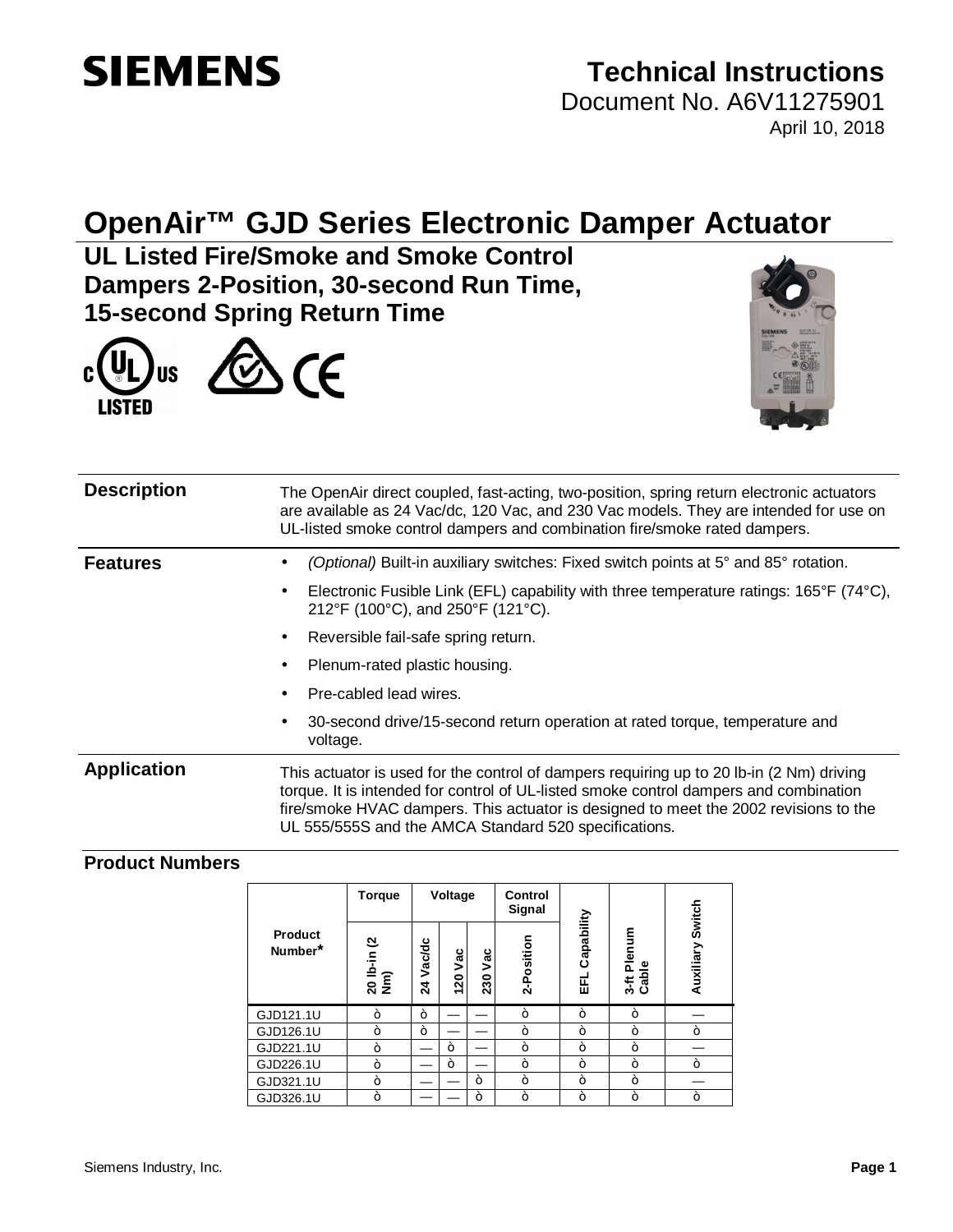# SIEMENS

## Technical Instructions

Document No. A6V11275901

April 10, 2018

# OpenAir™ GJD Series Electronic Damper Actuator

## UL Listed Fire/Smoke and Smoke Control Dampers 2-Position, 30-second Run Time, 15-second Spring Return Time

### Description

The OpenAir direct coupled, fast-acting, two-position, spring return electronic actuators are available as 24 Vac/dc, 120 Vac, and 230 Vac models. They are intended for use on UL-listed smoke control dampers and combination fire/smoke rated dampers.

### Features

- *(Optional)* Built-in auxiliary switches: Fixed switch points at 5° and 85° rotation.
- Electronic Fusible Link (EFL) capability with three temperature ratings: 165°F (74°C), 212°F (100°C), and 250°F (121°C).
- Reversible fail-safe spring return.
- Plenum-rated plastic housing.
- Pre-cabled lead wires.
- 30-second drive/15-second return operation at rated torque, temperature and voltage.

### Application

This actuator is used for the control of dampers requiring up to 20 lb-in (2 Nm) driving torque. It is intended for control of UL-listed smoke control dampers and combination fire/smoke HVAC dampers. This actuator is designed to meet the 2002 revisions to the UL 555/555S and the AMCA Standard 520 specifications.

### Product Numbers

| Product Number* | Torque | Voltage | | | Control Signal | EFL Capability | 3-ft Plenum Cable | Auxiliary Switch |
|---|---|---|---|---|---|---|---|---|
| | 20 lb-in (2 Nm) | 24 Vac/dc | 120 Vac | 230 Vac | 2-Position | | | |
| GJD121.1U | ò | ò | — | — | ò | ò | ò | — |
| GJD126.1U | ò | ò | — | — | ò | ò | ò | ò |
| GJD221.1U | ò | — | ò | — | ò | ò | ò | — |
| GJD226.1U | ò | — | ò | — | ò | ò | ò | ò |
| GJD321.1U | ò | — | — | ò | ò | ò | ò | — |
| GJD326.1U | ò | — | — | ò | ò | ò | ò | ò |

Siemens Industry, Inc.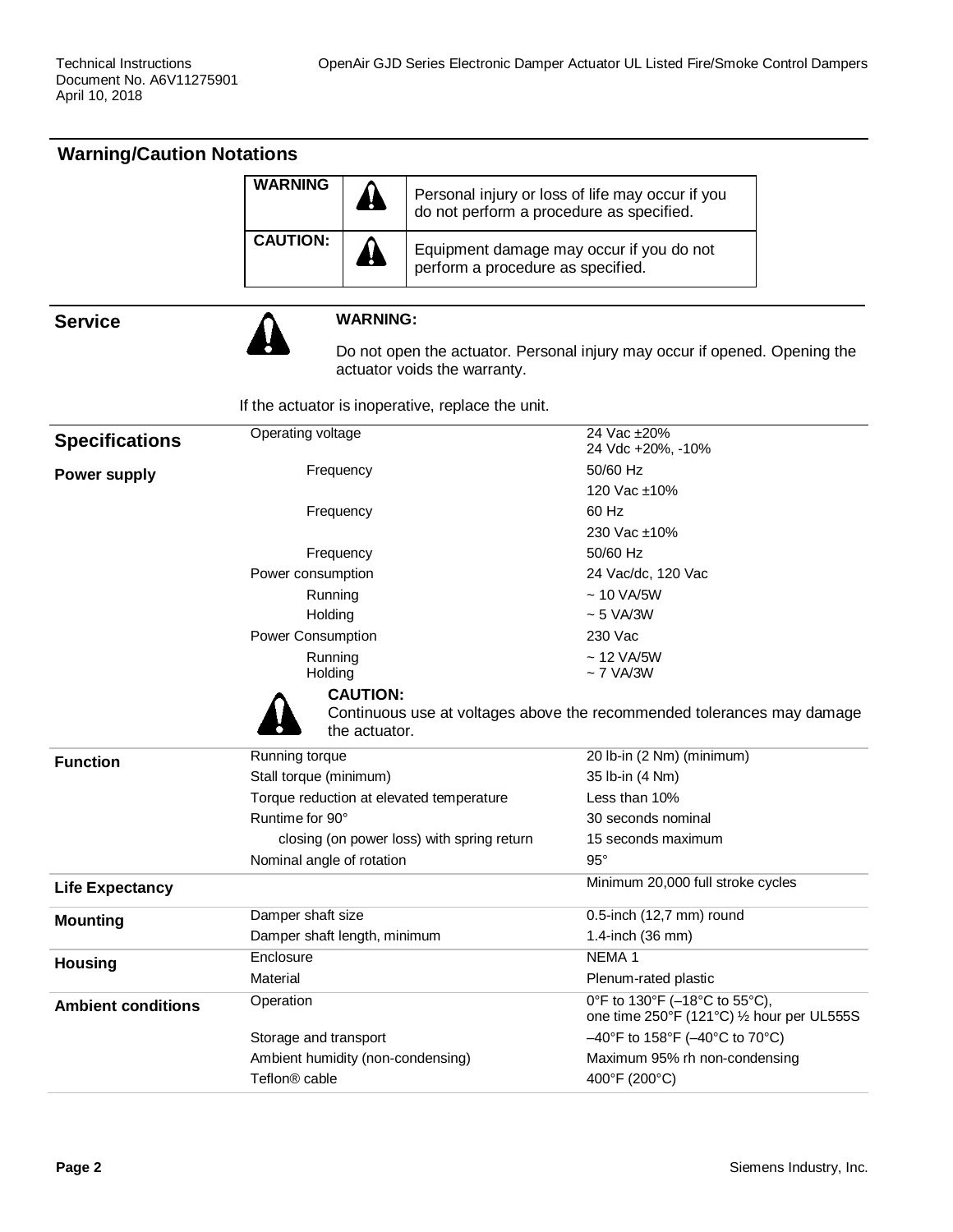## Warning/Caution Notations

| | | |
|---|---|---|
| **WARNING** | ⚠ | Personal injury or loss of life may occur if you do not perform a procedure as specified. |
| **CAUTION:** | ⚠ | Equipment damage may occur if you do not perform a procedure as specified. |

## Service

**WARNING:**

Do not open the actuator. Personal injury may occur if opened. Opening the actuator voids the warranty.

If the actuator is inoperative, replace the unit.

## Specifications

| | | |
|---|---|---|
| **Power supply** | Operating voltage | 24 Vac ±20%<br>24 Vdc +20%, -10% |
| | Frequency | 50/60 Hz |
| | | 120 Vac ±10% |
| | Frequency | 60 Hz |
| | | 230 Vac ±10% |
| | Frequency | 50/60 Hz |
| | Power consumption | 24 Vac/dc, 120 Vac |
| | Running | ~ 10 VA/5W |
| | Holding | ~ 5 VA/3W |
| | Power Consumption | 230 Vac |
| | Running | ~ 12 VA/5W |
| | Holding | ~ 7 VA/3W |

**CAUTION:**
Continuous use at voltages above the recommended tolerances may damage the actuator.

| | | |
|---|---|---|
| **Function** | Running torque | 20 lb-in (2 Nm) (minimum) |
| | Stall torque (minimum) | 35 lb-in (4 Nm) |
| | Torque reduction at elevated temperature | Less than 10% |
| | Runtime for 90° | 30 seconds nominal |
| | closing (on power loss) with spring return | 15 seconds maximum |
| | Nominal angle of rotation | 95° |
| **Life Expectancy** | | Minimum 20,000 full stroke cycles |
| **Mounting** | Damper shaft size | 0.5-inch (12,7 mm) round |
| | Damper shaft length, minimum | 1.4-inch (36 mm) |
| **Housing** | Enclosure | NEMA 1 |
| | Material | Plenum-rated plastic |
| **Ambient conditions** | Operation | 0°F to 130°F (–18°C to 55°C),<br>one time 250°F (121°C) ½ hour per UL555S |
| | Storage and transport | –40°F to 158°F (–40°C to 70°C) |
| | Ambient humidity (non-condensing) | Maximum 95% rh non-condensing |
| | Teflon® cable | 400°F (200°C) |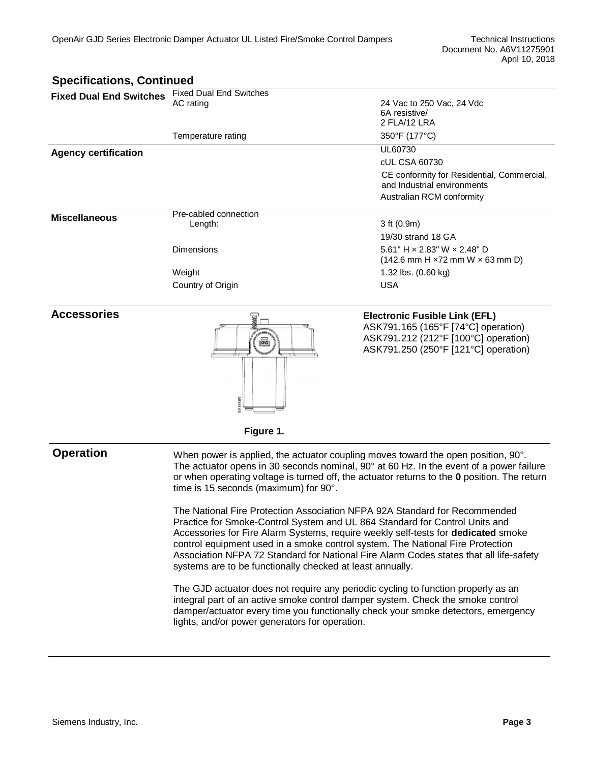## Specifications, Continued

| | | |
|---|---|---|
| **Fixed Dual End Switches** | Fixed Dual End Switches<br>AC rating | 24 Vac to 250 Vac, 24 Vdc<br>6A resistive/<br>2 FLA/12 LRA |
| | Temperature rating | 350°F (177°C) |
| **Agency certification** | | UL60730 |
| | | cUL CSA 60730 |
| | | CE conformity for Residential, Commercial, and Industrial environments |
| | | Australian RCM conformity |
| **Miscellaneous** | Pre-cabled connection<br>Length: | 3 ft (0.9m) |
| | | 19/30 strand 18 GA |
| | Dimensions | 5.61" H × 2.83" W × 2.48" D<br>(142.6 mm H ×72 mm W × 63 mm D) |
| | Weight | 1.32 lbs. (0.60 kg) |
| | Country of Origin | USA |

## Accessories

**Electronic Fusible Link (EFL)**
ASK791.165 (165°F [74°C] operation)
ASK791.212 (212°F [100°C] operation)
ASK791.250 (250°F [121°C] operation)

**Figure 1.**

## Operation

When power is applied, the actuator coupling moves toward the open position, 90°. The actuator opens in 30 seconds nominal, 90° at 60 Hz. In the event of a power failure or when operating voltage is turned off, the actuator returns to the **0** position. The return time is 15 seconds (maximum) for 90°.

The National Fire Protection Association NFPA 92A Standard for Recommended Practice for Smoke-Control System and UL 864 Standard for Control Units and Accessories for Fire Alarm Systems, require weekly self-tests for **dedicated** smoke control equipment used in a smoke control system. The National Fire Protection Association NFPA 72 Standard for National Fire Alarm Codes states that all life-safety systems are to be functionally checked at least annually.

The GJD actuator does not require any periodic cycling to function properly as an integral part of an active smoke control damper system. Check the smoke control damper/actuator every time you functionally check your smoke detectors, emergency lights, and/or power generators for operation.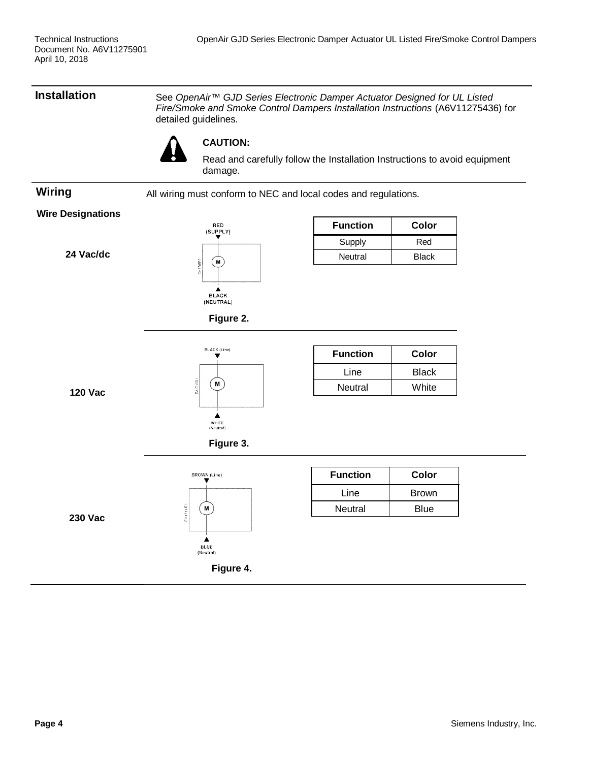## Installation

See *OpenAir™ GJD Series Electronic Damper Actuator Designed for UL Listed Fire/Smoke and Smoke Control Dampers Installation Instructions* (A6V11275436) for detailed guidelines.

**CAUTION:**

Read and carefully follow the Installation Instructions to avoid equipment damage.

## Wiring

All wiring must conform to NEC and local codes and regulations.

### Wire Designations

**24 Vac/dc**

RED (SUPPLY)

BLACK (NEUTRAL)

**Figure 2.**

| Function | Color |
| --- | --- |
| Supply | Red |
| Neutral | Black |

**120 Vac**

BLACK (Line)

WHITE (Neutral)

**Figure 3.**

| Function | Color |
| --- | --- |
| Line | Black |
| Neutral | White |

**230 Vac**

BROWN (Line)

BLUE (Neutral)

**Figure 4.**

| Function | Color |
| --- | --- |
| Line | Brown |
| Neutral | Blue |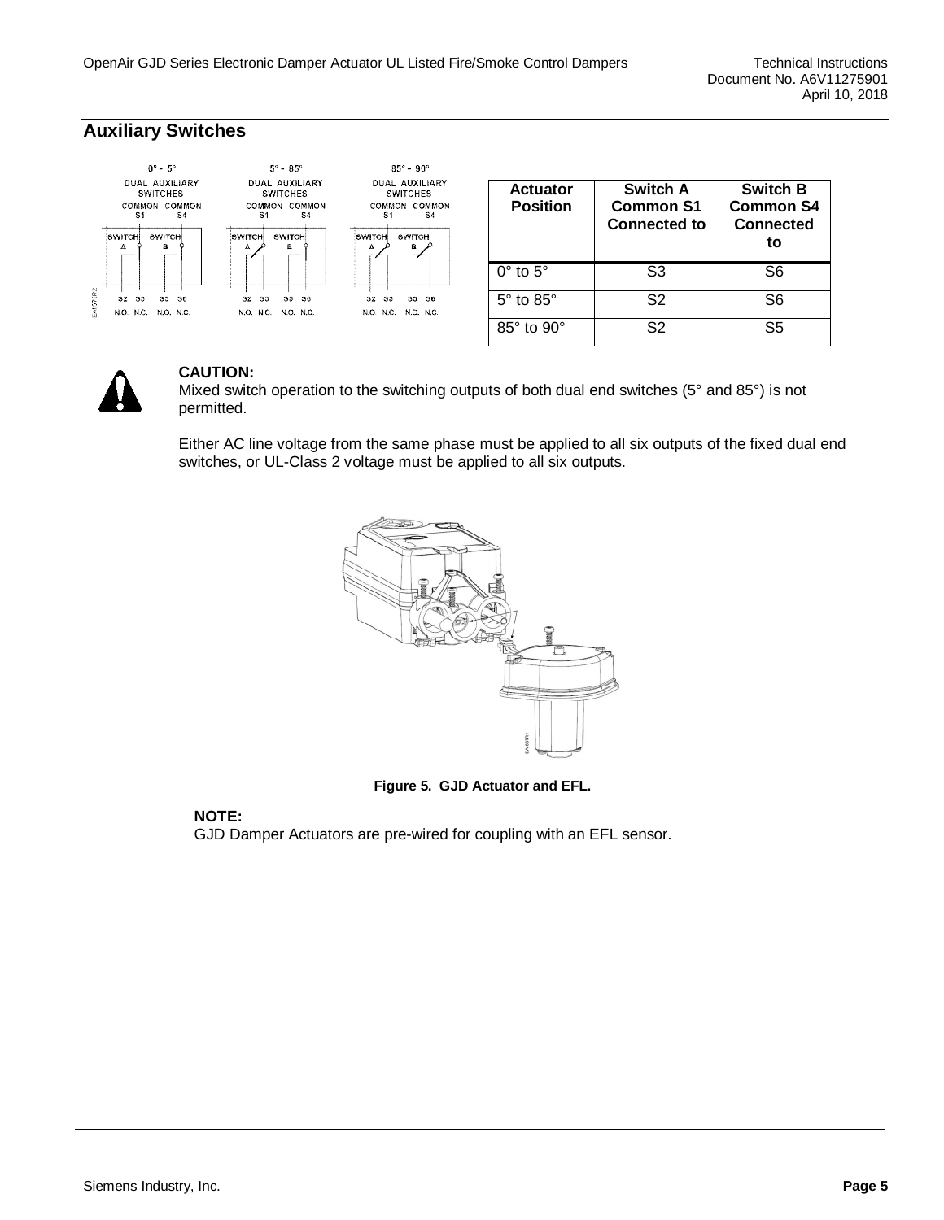## Auxiliary Switches

| Actuator Position | Switch A Common S1 Connected to | Switch B Common S4 Connected to |
|---|---|---|
| 0° to 5° | S3 | S6 |
| 5° to 85° | S2 | S6 |
| 85° to 90° | S2 | S5 |

**CAUTION:**
Mixed switch operation to the switching outputs of both dual end switches (5° and 85°) is not permitted.

Either AC line voltage from the same phase must be applied to all six outputs of the fixed dual end switches, or UL-Class 2 voltage must be applied to all six outputs.

**Figure 5. GJD Actuator and EFL.**

**NOTE:**
GJD Damper Actuators are pre-wired for coupling with an EFL sensor.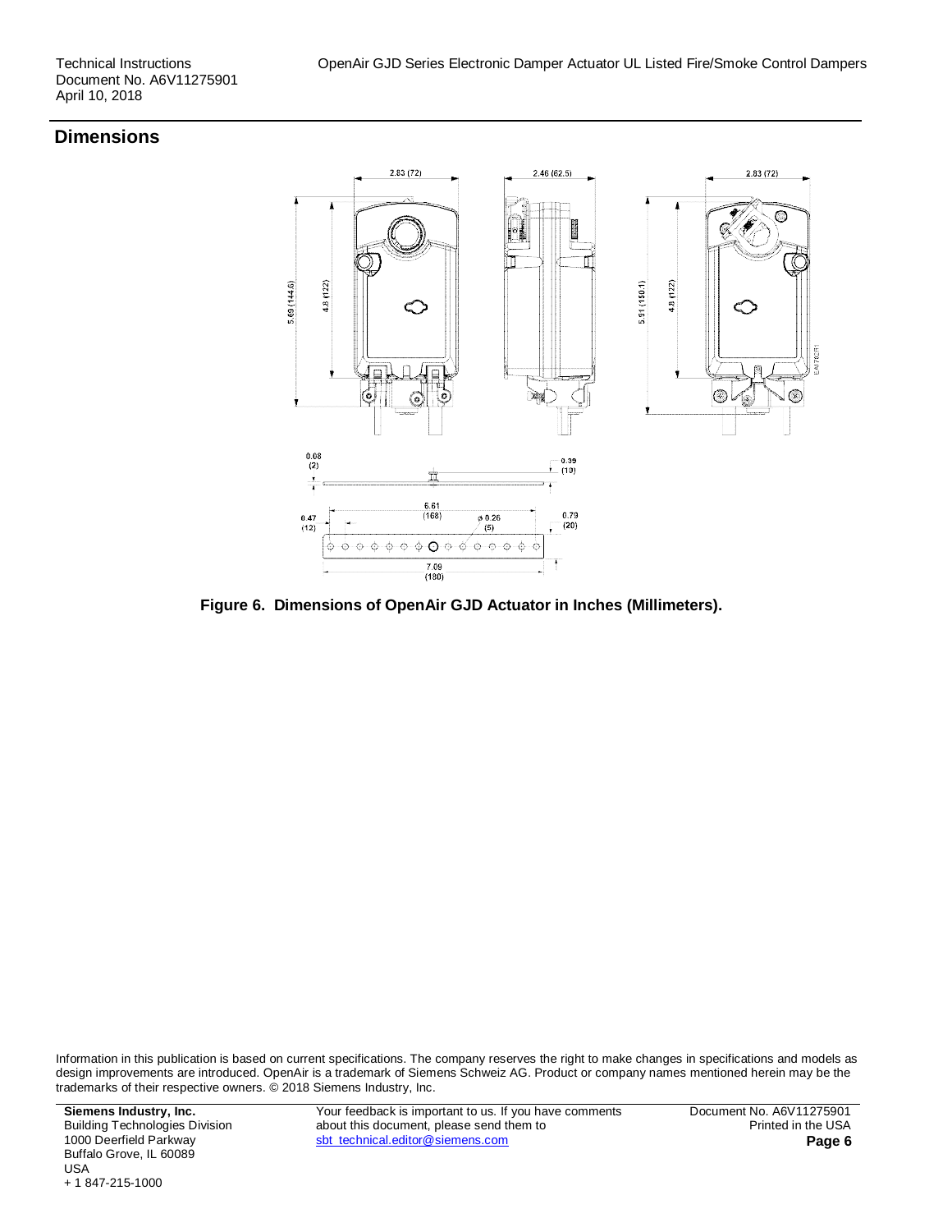## Dimensions

2.83 (72)
2.46 (62.5)
2.83 (72)
5.69 (144.6)
4.8 (122)
5.91 (150.1)
4.8 (122)
0.08 (2)
0.39 (10)
0.47 (12)
6.61 (168)
ø 0.26 (5)
0.79 (20)
7.09 (180)

**Figure 6. Dimensions of OpenAir GJD Actuator in Inches (Millimeters).**

Information in this publication is based on current specifications. The company reserves the right to make changes in specifications and models as design improvements are introduced. OpenAir is a trademark of Siemens Schweiz AG. Product or company names mentioned herein may be the trademarks of their respective owners. © 2018 Siemens Industry, Inc.

**Siemens Industry, Inc.**
Building Technologies Division
1000 Deerfield Parkway
Buffalo Grove, IL 60089
USA
+ 1 847-215-1000

Your feedback is important to us. If you have comments about this document, please send them to sbt_technical.editor@siemens.com

Document No. A6V11275901
Printed in the USA